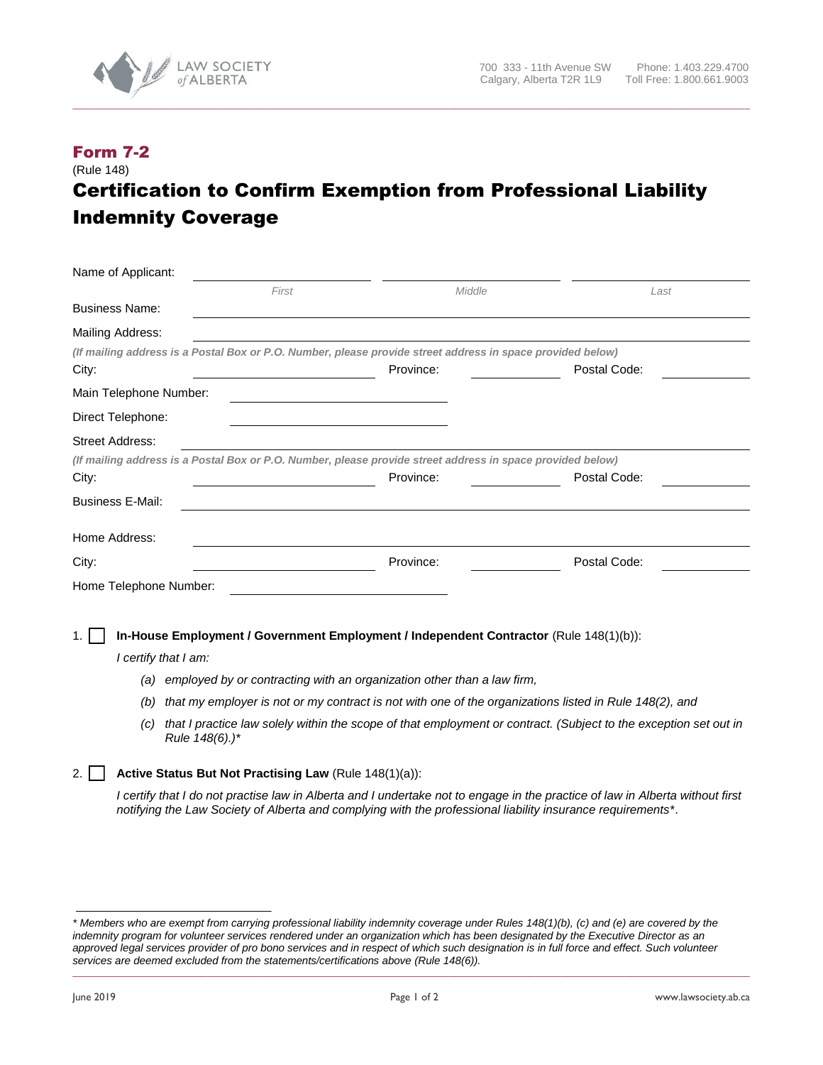LAW SOCIETY of ALBERTA

700 333 - 11th Avenue SW
Calgary, Alberta T2R 1L9

Phone: 1.403.229.4700
Toll Free: 1.800.661.9003

## Form 7-2

(Rule 148)

# Certification to Confirm Exemption from Professional Liability Indemnity Coverage

Name of Applicant: ____________________ ____________________ ____________________
*First* *Middle* *Last*

Business Name: ____________________

Mailing Address: ____________________

***(If mailing address is a Postal Box or P.O. Number, please provide street address in space provided below)***

City: __________ Province: __________ Postal Code: __________

Main Telephone Number: ____________________

Direct Telephone: ____________________

Street Address: ____________________

***(If mailing address is a Postal Box or P.O. Number, please provide street address in space provided below)***

City: __________ Province: __________ Postal Code: __________

Business E-Mail: ____________________

Home Address: ____________________

City: __________ Province: __________ Postal Code: __________

Home Telephone Number: ____________________

1. ☐ **In-House Employment / Government Employment / Independent Contractor** (Rule 148(1)(b)):

   *I certify that I am:*

   (a) *employed by or contracting with an organization other than a law firm,*

   (b) *that my employer is not or my contract is not with one of the organizations listed in Rule 148(2), and*

   (c) *that I practice law solely within the scope of that employment or contract. (Subject to the exception set out in Rule 148(6).)**

2. ☐ **Active Status But Not Practising Law** (Rule 148(1)(a)):

   *I certify that I do not practise law in Alberta and I undertake not to engage in the practice of law in Alberta without first notifying the Law Society of Alberta and complying with the professional liability insurance requirements*.*

---

** Members who are exempt from carrying professional liability indemnity coverage under Rules 148(1)(b), (c) and (e) are covered by the indemnity program for volunteer services rendered under an organization which has been designated by the Executive Director as an approved legal services provider of pro bono services and in respect of which such designation is in full force and effect. Such volunteer services are deemed excluded from the statements/certifications above (Rule 148(6)).*

June 2019

www.lawsociety.ab.ca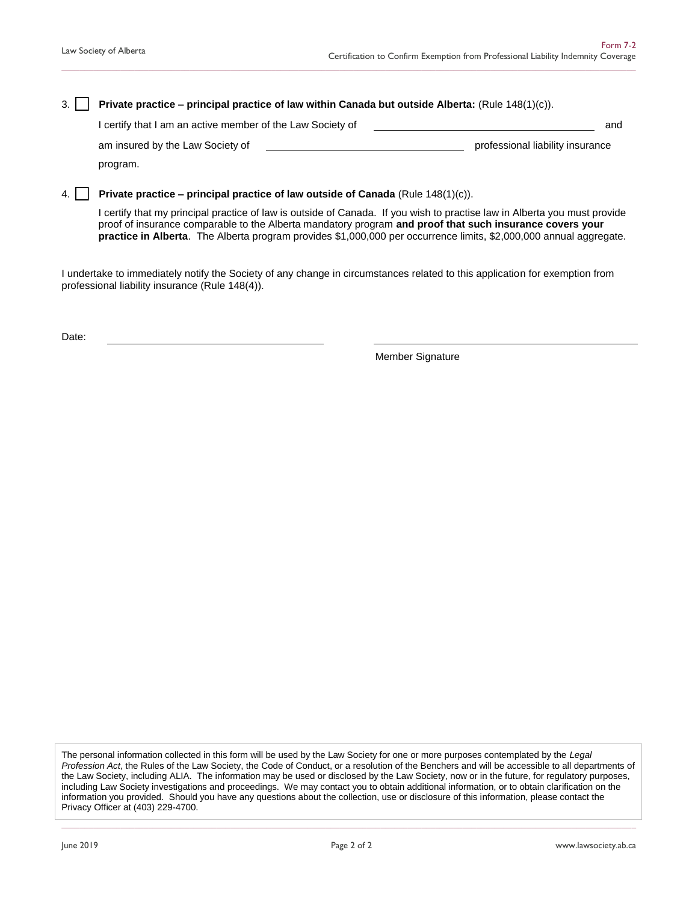3. ☐ **Private practice – principal practice of law within Canada but outside Alberta:** (Rule 148(1)(c)).

I certify that I am an active member of the Law Society of ________________________ and am insured by the Law Society of ________________________ professional liability insurance program.

4. ☐ **Private practice – principal practice of law outside of Canada** (Rule 148(1)(c)).

I certify that my principal practice of law is outside of Canada. If you wish to practise law in Alberta you must provide proof of insurance comparable to the Alberta mandatory program **and proof that such insurance covers your practice in Alberta**. The Alberta program provides $1,000,000 per occurrence limits, $2,000,000 annual aggregate.

I undertake to immediately notify the Society of any change in circumstances related to this application for exemption from professional liability insurance (Rule 148(4)).

Date: ________________________ ________________________

Member Signature

The personal information collected in this form will be used by the Law Society for one or more purposes contemplated by the *Legal Profession Act*, the Rules of the Law Society, the Code of Conduct, or a resolution of the Benchers and will be accessible to all departments of the Law Society, including ALIA. The information may be used or disclosed by the Law Society, now or in the future, for regulatory purposes, including Law Society investigations and proceedings. We may contact you to obtain additional information, or to obtain clarification on the information you provided. Should you have any questions about the collection, use or disclosure of this information, please contact the Privacy Officer at (403) 229-4700.